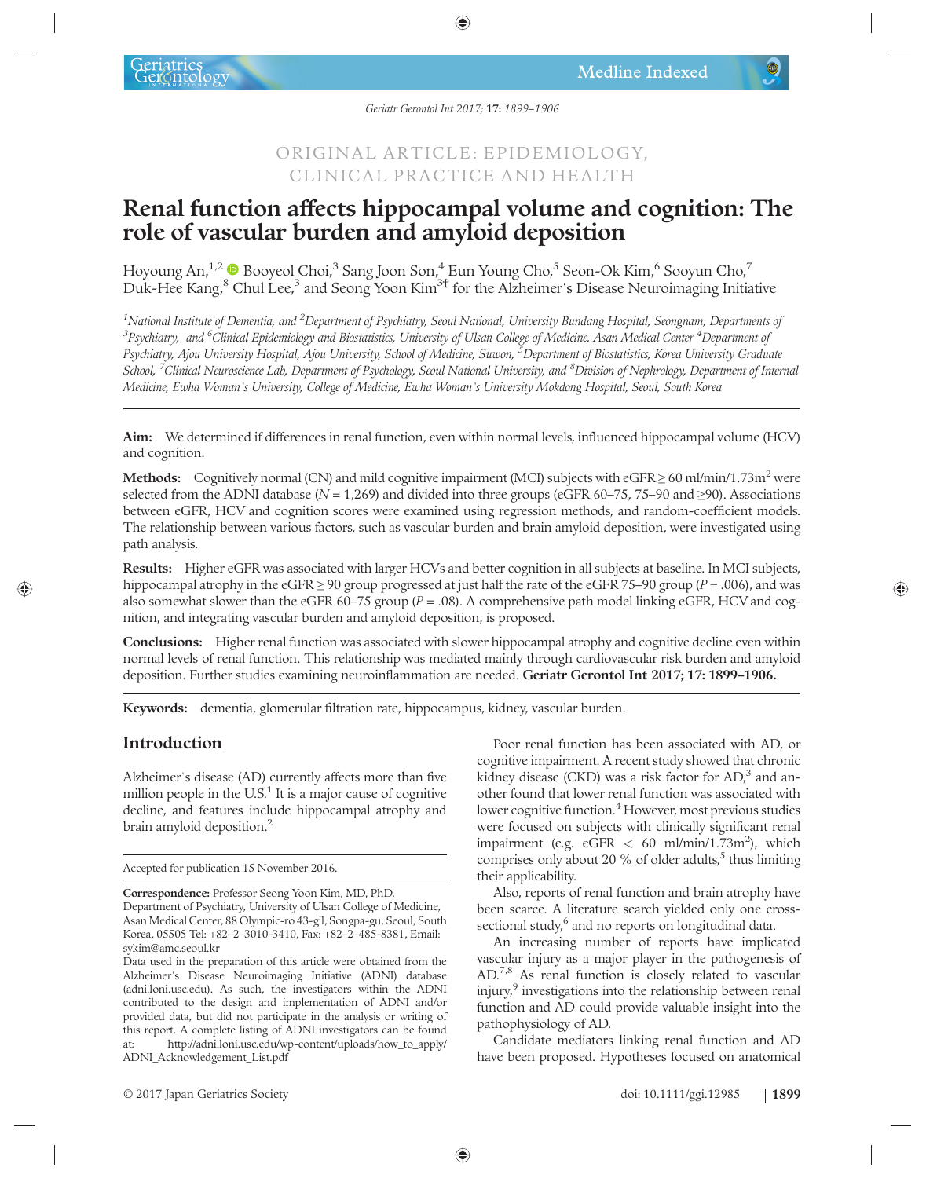ORIGINAL ARTICLE: EPIDEMIOLOGY, CLINICAL PRACTICE AND HEALTH

# Renal function affects hippocampal volume and cognition: The role of vascular burden and amyloid deposition

Hoyoung An,[1,2] Booyeol Choi,[3] Sang Joon Son,[4] Eun Young Cho,[5] Seon-Ok Kim,[6] Sooyun Cho,[7] Duk-Hee Kang,[8] Chul Lee,[3] and Seong Yoon Kim[3†] for the Alzheimer's Disease Neuroimaging Initiative

*[1]National Institute of Dementia, and [2]Department of Psychiatry, Seoul National, University Bundang Hospital, Seongnam, Departments of [3]Psychiatry, and [6]Clinical Epidemiology and Biostatistics, University of Ulsan College of Medicine, Asan Medical Center [4]Department of Psychiatry, Ajou University Hospital, Ajou University, School of Medicine, Suwon, [5]Department of Biostatistics, Korea University Graduate School, [7]Clinical Neuroscience Lab, Department of Psychology, Seoul National University, and [8]Division of Nephrology, Department of Internal Medicine, Ewha Woman's University, College of Medicine, Ewha Woman's University Mokdong Hospital, Seoul, South Korea*

**Aim:** We determined if differences in renal function, even within normal levels, influenced hippocampal volume (HCV) and cognition.

**Methods:** Cognitively normal (CN) and mild cognitive impairment (MCI) subjects with eGFR ≥ 60 ml/min/1.73m$^2$ were selected from the ADNI database ($N$ = 1,269) and divided into three groups (eGFR 60–75, 75–90 and ≥90). Associations between eGFR, HCV and cognition scores were examined using regression methods, and random-coefficient models. The relationship between various factors, such as vascular burden and brain amyloid deposition, were investigated using path analysis.

**Results:** Higher eGFR was associated with larger HCVs and better cognition in all subjects at baseline. In MCI subjects, hippocampal atrophy in the eGFR ≥ 90 group progressed at just half the rate of the eGFR 75–90 group ($P$ = .006), and was also somewhat slower than the eGFR 60–75 group ($P$ = .08). A comprehensive path model linking eGFR, HCV and cognition, and integrating vascular burden and amyloid deposition, is proposed.

**Conclusions:** Higher renal function was associated with slower hippocampal atrophy and cognitive decline even within normal levels of renal function. This relationship was mediated mainly through cardiovascular risk burden and amyloid deposition. Further studies examining neuroinflammation are needed. **Geriatr Gerontol Int 2017; 17: 1899–1906.**

**Keywords:** dementia, glomerular filtration rate, hippocampus, kidney, vascular burden.

## Introduction

Alzheimer's disease (AD) currently affects more than five million people in the U.S.[1] It is a major cause of cognitive decline, and features include hippocampal atrophy and brain amyloid deposition.[2]

Accepted for publication 15 November 2016.

**Correspondence:** Professor Seong Yoon Kim, MD, PhD, Department of Psychiatry, University of Ulsan College of Medicine, Asan Medical Center, 88 Olympic-ro 43-gil, Songpa-gu, Seoul, South Korea, 05505 Tel: +82–2–3010-3410, Fax: +82–2–485-8381, Email: sykim@amc.seoul.kr

Data used in the preparation of this article were obtained from the Alzheimer's Disease Neuroimaging Initiative (ADNI) database (adni.loni.usc.edu). As such, the investigators within the ADNI contributed to the design and implementation of ADNI and/or provided data, but did not participate in the analysis or writing of this report. A complete listing of ADNI investigators can be found at: http://adni.loni.usc.edu/wp-content/uploads/how_to_apply/ADNI_Acknowledgement_List.pdf

Poor renal function has been associated with AD, or cognitive impairment. A recent study showed that chronic kidney disease (CKD) was a risk factor for AD,[3] and another found that lower renal function was associated with lower cognitive function.[4] However, most previous studies were focused on subjects with clinically significant renal impairment (e.g. eGFR < 60 ml/min/1.73m$^2$), which comprises only about 20 % of older adults,[5] thus limiting their applicability.

Also, reports of renal function and brain atrophy have been scarce. A literature search yielded only one cross-sectional study,[6] and no reports on longitudinal data.

An increasing number of reports have implicated vascular injury as a major player in the pathogenesis of AD.[7,8] As renal function is closely related to vascular injury,[9] investigations into the relationship between renal function and AD could provide valuable insight into the pathophysiology of AD.

Candidate mediators linking renal function and AD have been proposed. Hypotheses focused on anatomical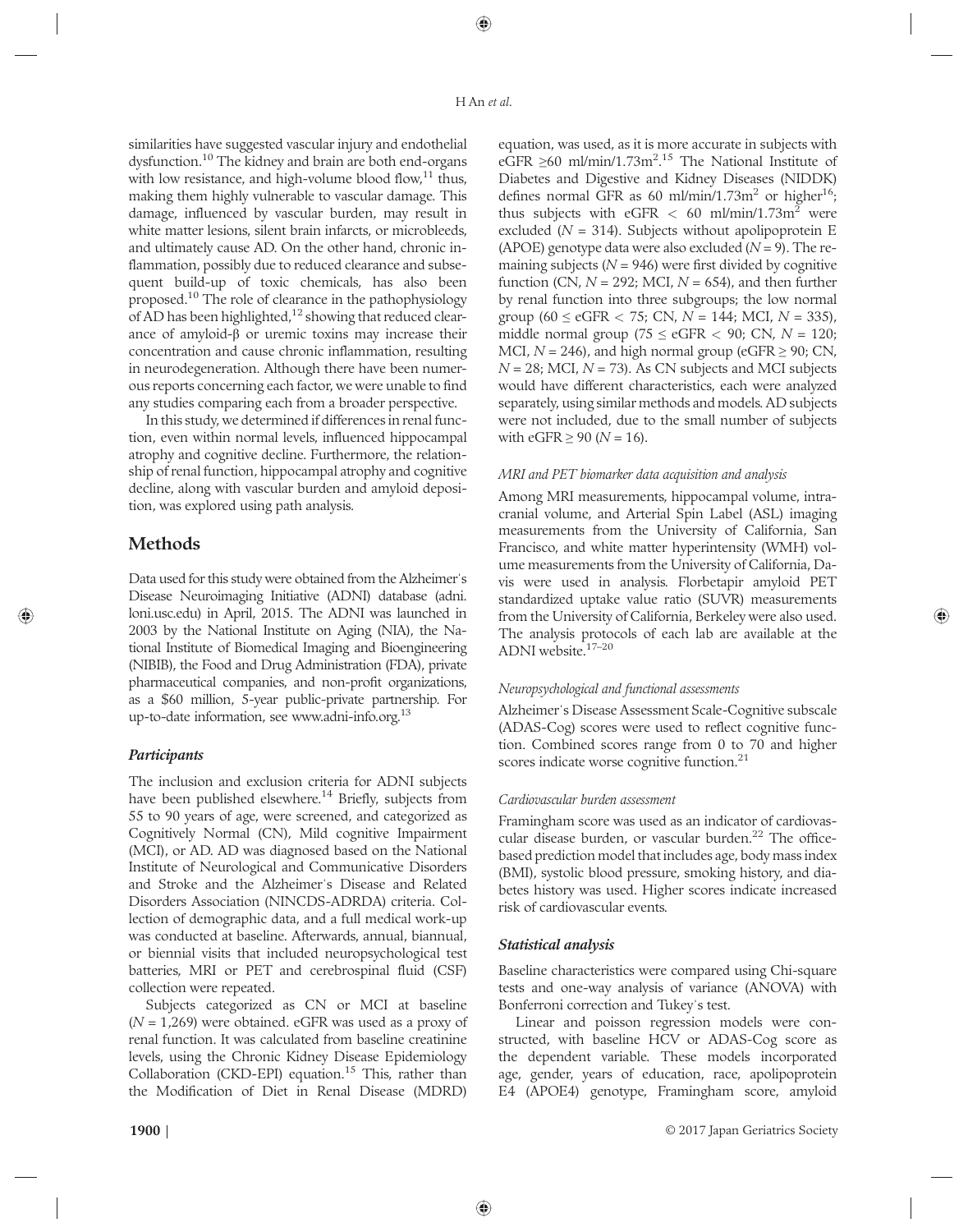similarities have suggested vascular injury and endothelial dysfunction.[10] The kidney and brain are both end-organs with low resistance, and high-volume blood flow,[11] thus, making them highly vulnerable to vascular damage. This damage, influenced by vascular burden, may result in white matter lesions, silent brain infarcts, or microbleeds, and ultimately cause AD. On the other hand, chronic inflammation, possibly due to reduced clearance and subsequent build-up of toxic chemicals, has also been proposed.[10] The role of clearance in the pathophysiology of AD has been highlighted,[12] showing that reduced clearance of amyloid-β or uremic toxins may increase their concentration and cause chronic inflammation, resulting in neurodegeneration. Although there have been numerous reports concerning each factor, we were unable to find any studies comparing each from a broader perspective.

In this study, we determined if differences in renal function, even within normal levels, influenced hippocampal atrophy and cognitive decline. Furthermore, the relationship of renal function, hippocampal atrophy and cognitive decline, along with vascular burden and amyloid deposition, was explored using path analysis.

## Methods

Data used for this study were obtained from the Alzheimer's Disease Neuroimaging Initiative (ADNI) database (adni.loni.usc.edu) in April, 2015. The ADNI was launched in 2003 by the National Institute on Aging (NIA), the National Institute of Biomedical Imaging and Bioengineering (NIBIB), the Food and Drug Administration (FDA), private pharmaceutical companies, and non-profit organizations, as a $60 million, 5-year public-private partnership. For up-to-date information, see www.adni-info.org.[13]

### *Participants*

The inclusion and exclusion criteria for ADNI subjects have been published elsewhere.[14] Briefly, subjects from 55 to 90 years of age, were screened, and categorized as Cognitively Normal (CN), Mild cognitive Impairment (MCI), or AD. AD was diagnosed based on the National Institute of Neurological and Communicative Disorders and Stroke and the Alzheimer's Disease and Related Disorders Association (NINCDS-ADRDA) criteria. Collection of demographic data, and a full medical work-up was conducted at baseline. Afterwards, annual, biannual, or biennial visits that included neuropsychological test batteries, MRI or PET and cerebrospinal fluid (CSF) collection were repeated.

Subjects categorized as CN or MCI at baseline ($N$ = 1,269) were obtained. eGFR was used as a proxy of renal function. It was calculated from baseline creatinine levels, using the Chronic Kidney Disease Epidemiology Collaboration (CKD-EPI) equation.[15] This, rather than the Modification of Diet in Renal Disease (MDRD) equation, was used, as it is more accurate in subjects with eGFR ≥60 ml/min/1.73m$^2$.[15] The National Institute of Diabetes and Digestive and Kidney Diseases (NIDDK) defines normal GFR as 60 ml/min/1.73m$^2$ or higher[16]; thus subjects with eGFR < 60 ml/min/1.73m$^2$ were excluded ($N$ = 314). Subjects without apolipoprotein E (APOE) genotype data were also excluded ($N$ = 9). The remaining subjects ($N$ = 946) were first divided by cognitive function (CN, $N$ = 292; MCI, $N$ = 654), and then further by renal function into three subgroups; the low normal group (60 ≤ eGFR < 75; CN, $N$ = 144; MCI, $N$ = 335), middle normal group (75 ≤ eGFR < 90; CN, $N$ = 120; MCI, $N$ = 246), and high normal group (eGFR ≥ 90; CN, $N$ = 28; MCI, $N$ = 73). As CN subjects and MCI subjects would have different characteristics, each were analyzed separately, using similar methods and models. AD subjects were not included, due to the small number of subjects with eGFR ≥ 90 ($N$ = 16).

#### *MRI and PET biomarker data acquisition and analysis*

Among MRI measurements, hippocampal volume, intracranial volume, and Arterial Spin Label (ASL) imaging measurements from the University of California, San Francisco, and white matter hyperintensity (WMH) volume measurements from the University of California, Davis were used in analysis. Florbetapir amyloid PET standardized uptake value ratio (SUVR) measurements from the University of California, Berkeley were also used. The analysis protocols of each lab are available at the ADNI website.[17–20]

#### *Neuropsychological and functional assessments*

Alzheimer's Disease Assessment Scale-Cognitive subscale (ADAS-Cog) scores were used to reflect cognitive function. Combined scores range from 0 to 70 and higher scores indicate worse cognitive function.[21]

#### *Cardiovascular burden assessment*

Framingham score was used as an indicator of cardiovascular disease burden, or vascular burden.[22] The office-based prediction model that includes age, body mass index (BMI), systolic blood pressure, smoking history, and diabetes history was used. Higher scores indicate increased risk of cardiovascular events.

### *Statistical analysis*

Baseline characteristics were compared using Chi-square tests and one-way analysis of variance (ANOVA) with Bonferroni correction and Tukey's test.

Linear and poisson regression models were constructed, with baseline HCV or ADAS-Cog score as the dependent variable. These models incorporated age, gender, years of education, race, apolipoprotein E4 (APOE4) genotype, Framingham score, amyloid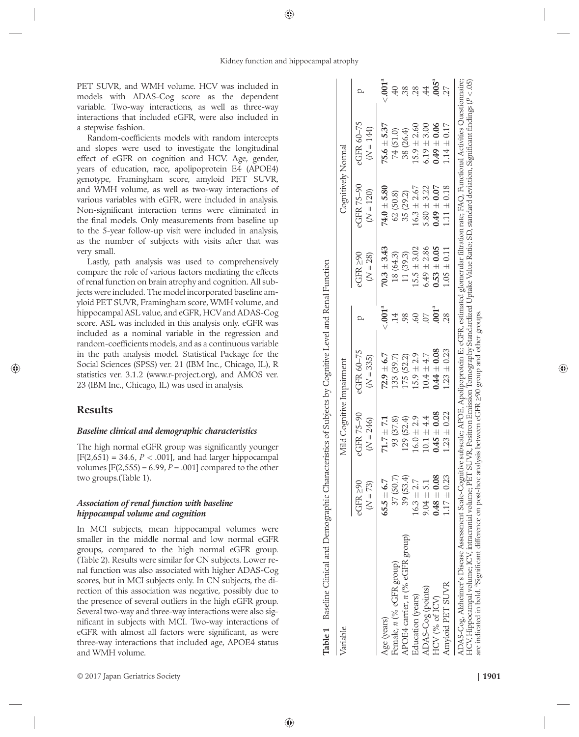PET SUVR, and WMH volume. HCV was included in models with ADAS-Cog score as the dependent variable. Two-way interactions, as well as three-way interactions that included eGFR, were also included in a stepwise fashion.

Random-coefficients models with random intercepts and slopes were used to investigate the longitudinal effect of eGFR on cognition and HCV. Age, gender, years of education, race, apolipoprotein E4 (APOE4) genotype, Framingham score, amyloid PET SUVR, and WMH volume, as well as two-way interactions of various variables with eGFR, were included in analysis. Non-significant interaction terms were eliminated in the final models. Only measurements from baseline up to the 5-year follow-up visit were included in analysis, as the number of subjects with visits after that was very small.

Lastly, path analysis was used to comprehensively compare the role of various factors mediating the effects of renal function on brain atrophy and cognition. All subjects were included. The model incorporated baseline amyloid PET SUVR, Framingham score, WMH volume, and hippocampal ASL value, and eGFR, HCV and ADAS-Cog score. ASL was included in this analysis only. eGFR was included as a nominal variable in the regression and random-coefficients models, and as a continuous variable in the path analysis model. Statistical Package for the Social Sciences (SPSS) ver. 21 (IBM Inc., Chicago, IL), R statistics ver. 3.1.2 (www.r-project.org), and AMOS ver. 23 (IBM Inc., Chicago, IL) was used in analysis.

## Results

### *Baseline clinical and demographic characteristics*

The high normal eGFR group was significantly younger [$F(2,651) = 34.6$, $P < .001$], and had larger hippocampal volumes [$F(2,555) = 6.99$, $P = .001$] compared to the other two groups.(Table 1).

### *Association of renal function with baseline hippocampal volume and cognition*

In MCI subjects, mean hippocampal volumes were smaller in the middle normal and low normal eGFR groups, compared to the high normal eGFR group. (Table 2). Results were similar for CN subjects. Lower renal function was also associated with higher ADAS-Cog scores, but in MCI subjects only. In CN subjects, the direction of this association was negative, possibly due to the presence of several outliers in the high eGFR group. Several two-way and three-way interactions were also significant in subjects with MCI. Two-way interactions of eGFR with almost all factors were significant, as were three-way interactions that included age, APOE4 status and WMH volume.

**Table 1** Baseline Clinical and Demographic Characteristics of Subjects by Cognitive Level and Renal Function

| Variable | Mild Cognitive Impairment | | | | Cognitively Normal | | | |
|---|---|---|---|---|---|---|---|---|
| | eGFR ≥90 ($N = 73$) | eGFR 75–90 ($N = 246$) | eGFR 60–75 ($N = 335$) | p | eGFR ≥90 ($N = 28$) | eGFR 75–90 ($N = 120$) | eGFR 60–75 ($N = 144$) | p |
| Age (years) | **65.5 ± 6.7** | **71.7 ± 7.1** | **72.9 ± 6.7** | **<.001**[a] | **70.3 ± 3.43** | **74.0 ± 5.80** | **75.6 ± 5.37** | **<.001**[a] |
| Female, *n* (% eGFR group) | 37 (50.7) | 93 (37.8) | 133 (39.7) | .14 | 18 (64.3) | 62 (50.8) | 74 (51.0) | .40 |
| APOE4 carrier, *n* (% eGFR group) | 39 (53.4) | 129 (52.4) | 175 (52.2) | .98 | 11 (39.3) | 35 (29.2) | 38 (26.4) | .38 |
| Education (years) | 16.3 ± 2.7 | 16.0 ± 2.9 | 15.9 ± 2.9 | .60 | 15.5 ± 3.02 | 16.3 ± 2.67 | 15.9 ± 2.60 | .28 |
| ADAS-Cog (points) | 9.04 ± 5.1 | 10.1 ± 4.4 | 10.4 ± 4.7 | .07 | 6.49 ± 2.86 | 5.80 ± 3.22 | 6.19 ± 3.00 | .44 |
| HCV (% of ICV) | **0.48 ± 0.08** | **0.45 ± 0.08** | **0.44 ± 0.08** | **.001**[a] | **0.53 ± 0.05** | **0.49 ± 0.07** | **0.49 ± 0.06** | **.005**[a] |
| Amyloid PET SUVR | 1.17 ± 0.23 | 1.23 ± 0.22 | 1.23 ± 0.23 | .28 | 1.05 ± 0.11 | 1.11 ± 0.18 | 1.14 ± 0.17 | .27 |

ADAS-Cog, Alzheimer's Disease Assessment Scale-Cognitive subscale; APOE, Apolipoprotein E; eGFR, estimated glomerular filtration rate; FAQ, Functional Activities Questionnaire; HCV, Hippocampal volume; ICV, intracranial volume; PET SUVR, Positron Emission Tomography Standardized Uptake Value Ratio; SD, standard deviation. Significant findings ($P < .05$) are indicated in bold. [a]Significant difference on post-hoc analysis between eGFR ≥90 group and other groups.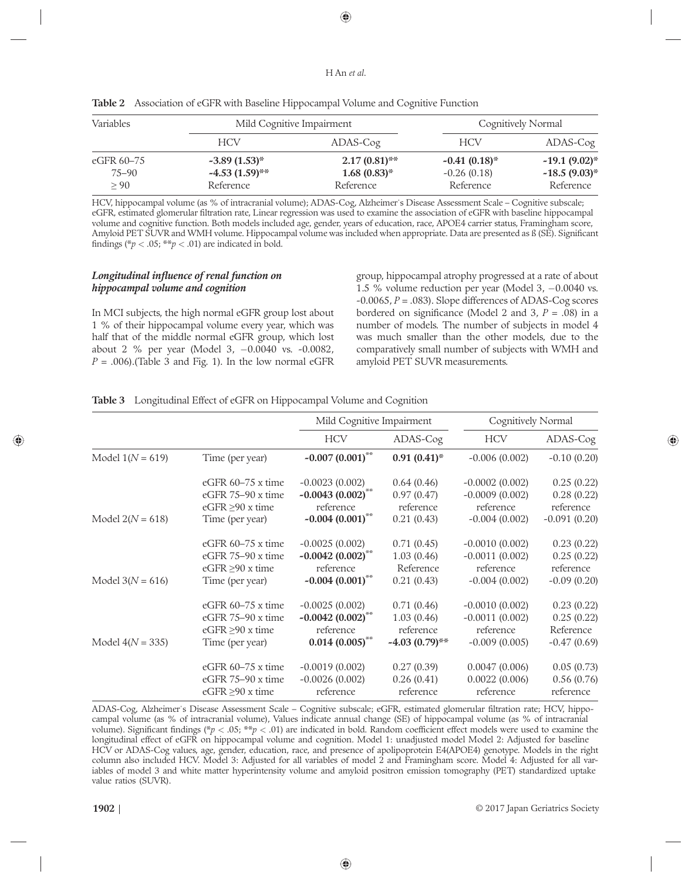**Table 2** Association of eGFR with Baseline Hippocampal Volume and Cognitive Function

| Variables | Mild Cognitive Impairment | | Cognitively Normal | |
|---|---|---|---|---|
| | HCV | ADAS-Cog | HCV | ADAS-Cog |
| eGFR 60–75 | **-3.89 (1.53)*** | **2.17 (0.81)**** | **-0.41 (0.18)*** | **-19.1 (9.02)*** |
| 75–90 | **-4.53 (1.59)**** | **1.68 (0.83)*** | -0.26 (0.18) | **-18.5 (9.03)*** |
| ≥ 90 | Reference | Reference | Reference | Reference |

HCV, hippocampal volume (as % of intracranial volume); ADAS-Cog, Alzheimer's Disease Assessment Scale – Cognitive subscale; eGFR, estimated glomerular filtration rate, Linear regression was used to examine the association of eGFR with baseline hippocampal volume and cognitive function. Both models included age, gender, years of education, race, APOE4 carrier status, Framingham score, Amyloid PET SUVR and WMH volume. Hippocampal volume was included when appropriate. Data are presented as ß (SE). Significant findings (* $p < .05$; ** $p < .01$) are indicated in bold.

### *Longitudinal influence of renal function on hippocampal volume and cognition*

In MCI subjects, the high normal eGFR group lost about 1 % of their hippocampal volume every year, which was half that of the middle normal eGFR group, which lost about 2 % per year (Model 3, −0.0040 vs. -0.0082, $P = .006$).(Table 3 and Fig. 1). In the low normal eGFR group, hippocampal atrophy progressed at a rate of about 1.5 % volume reduction per year (Model 3, −0.0040 vs. -0.0065, $P = .083$). Slope differences of ADAS-Cog scores bordered on significance (Model 2 and 3, $P = .08$) in a number of models. The number of subjects in model 4 was much smaller than the other models, due to the comparatively small number of subjects with WMH and amyloid PET SUVR measurements.

**Table 3** Longitudinal Effect of eGFR on Hippocampal Volume and Cognition

| | | Mild Cognitive Impairment | | Cognitively Normal | |
|---|---|---|---|---|---|
| | | HCV | ADAS-Cog | HCV | ADAS-Cog |
| Model 1(N = 619) | Time (per year) | **-0.007 (0.001)**** | **0.91 (0.41)*** | -0.006 (0.002) | -0.10 (0.20) |
| | eGFR 60–75 x time | -0.0023 (0.002) | 0.64 (0.46) | -0.0002 (0.002) | 0.25 (0.22) |
| | eGFR 75–90 x time | **-0.0043 (0.002)**** | 0.97 (0.47) | -0.0009 (0.002) | 0.28 (0.22) |
| | eGFR ≥90 x time | reference | reference | reference | reference |
| Model 2(N = 618) | Time (per year) | **-0.004 (0.001)**** | 0.21 (0.43) | -0.004 (0.002) | -0.091 (0.20) |
| | eGFR 60–75 x time | -0.0025 (0.002) | 0.71 (0.45) | -0.0010 (0.002) | 0.23 (0.22) |
| | eGFR 75–90 x time | **-0.0042 (0.002)**** | 1.03 (0.46) | -0.0011 (0.002) | 0.25 (0.22) |
| | eGFR ≥90 x time | reference | Reference | reference | reference |
| Model 3(N = 616) | Time (per year) | **-0.004 (0.001)**** | 0.21 (0.43) | -0.004 (0.002) | -0.09 (0.20) |
| | eGFR 60–75 x time | -0.0025 (0.002) | 0.71 (0.46) | -0.0010 (0.002) | 0.23 (0.22) |
| | eGFR 75–90 x time | **-0.0042 (0.002)**** | 1.03 (0.46) | -0.0011 (0.002) | 0.25 (0.22) |
| | eGFR ≥90 x time | reference | reference | reference | Reference |
| Model 4(N = 335) | Time (per year) | **0.014 (0.005)**** | **-4.03 (0.79)**** | -0.009 (0.005) | -0.47 (0.69) |
| | eGFR 60–75 x time | -0.0019 (0.002) | 0.27 (0.39) | 0.0047 (0.006) | 0.05 (0.73) |
| | eGFR 75–90 x time | -0.0026 (0.002) | 0.26 (0.41) | 0.0022 (0.006) | 0.56 (0.76) |
| | eGFR ≥90 x time | reference | reference | reference | reference |

ADAS-Cog, Alzheimer's Disease Assessment Scale – Cognitive subscale; eGFR, estimated glomerular filtration rate; HCV, hippocampal volume (as % of intracranial volume), Values indicate annual change (SE) of hippocampal volume (as % of intracranial volume). Significant findings (* $p < .05$; ** $p < .01$) are indicated in bold. Random coefficient effect models were used to examine the longitudinal effect of eGFR on hippocampal volume and cognition. Model 1: unadjusted model Model 2: Adjusted for baseline HCV or ADAS-Cog values, age, gender, education, race, and presence of apolipoprotein E4(APOE4) genotype. Models in the right column also included HCV. Model 3: Adjusted for all variables of model 2 and Framingham score. Model 4: Adjusted for all variables of model 3 and white matter hyperintensity volume and amyloid positron emission tomography (PET) standardized uptake value ratios (SUVR).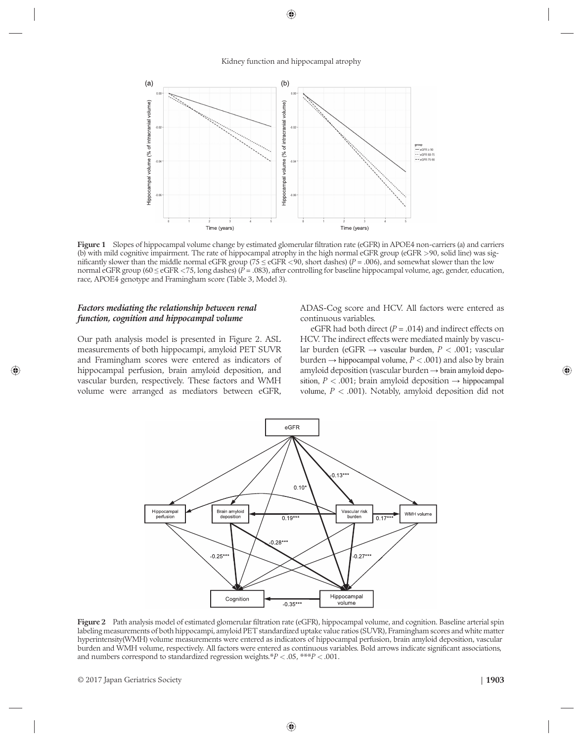**Figure 1** Slopes of hippocampal volume change by estimated glomerular filtration rate (eGFR) in APOE4 non-carriers (a) and carriers (b) with mild cognitive impairment. The rate of hippocampal atrophy in the high normal eGFR group (eGFR >90, solid line) was significantly slower than the middle normal eGFR group (75 ≤ eGFR <90, short dashes) ($P$ = .006), and somewhat slower than the low normal eGFR group (60 ≤ eGFR <75, long dashes) ($P$ = .083), after controlling for baseline hippocampal volume, age, gender, education, race, APOE4 genotype and Framingham score (Table 3, Model 3).

### *Factors mediating the relationship between renal function, cognition and hippocampal volume*

Our path analysis model is presented in Figure 2. ASL measurements of both hippocampi, amyloid PET SUVR and Framingham scores were entered as indicators of hippocampal perfusion, brain amyloid deposition, and vascular burden, respectively. These factors and WMH volume were arranged as mediators between eGFR, ADAS-Cog score and HCV. All factors were entered as continuous variables.

eGFR had both direct ($P$ = .014) and indirect effects on HCV. The indirect effects were mediated mainly by vascular burden (eGFR → vascular burden, $P$ < .001; vascular burden → hippocampal volume, $P$ < .001) and also by brain amyloid deposition (vascular burden → brain amyloid deposition, $P$ < .001; brain amyloid deposition → hippocampal volume, $P$ < .001). Notably, amyloid deposition did not

**Figure 2** Path analysis model of estimated glomerular filtration rate (eGFR), hippocampal volume, and cognition. Baseline arterial spin labeling measurements of both hippocampi, amyloid PET standardized uptake value ratios (SUVR), Framingham scores and white matter hyperintensity(WMH) volume measurements were entered as indicators of hippocampal perfusion, brain amyloid deposition, vascular burden and WMH volume, respectively. All factors were entered as continuous variables. Bold arrows indicate significant associations, and numbers correspond to standardized regression weights.\*$P$ < .05, \*\*\*$P$ < .001.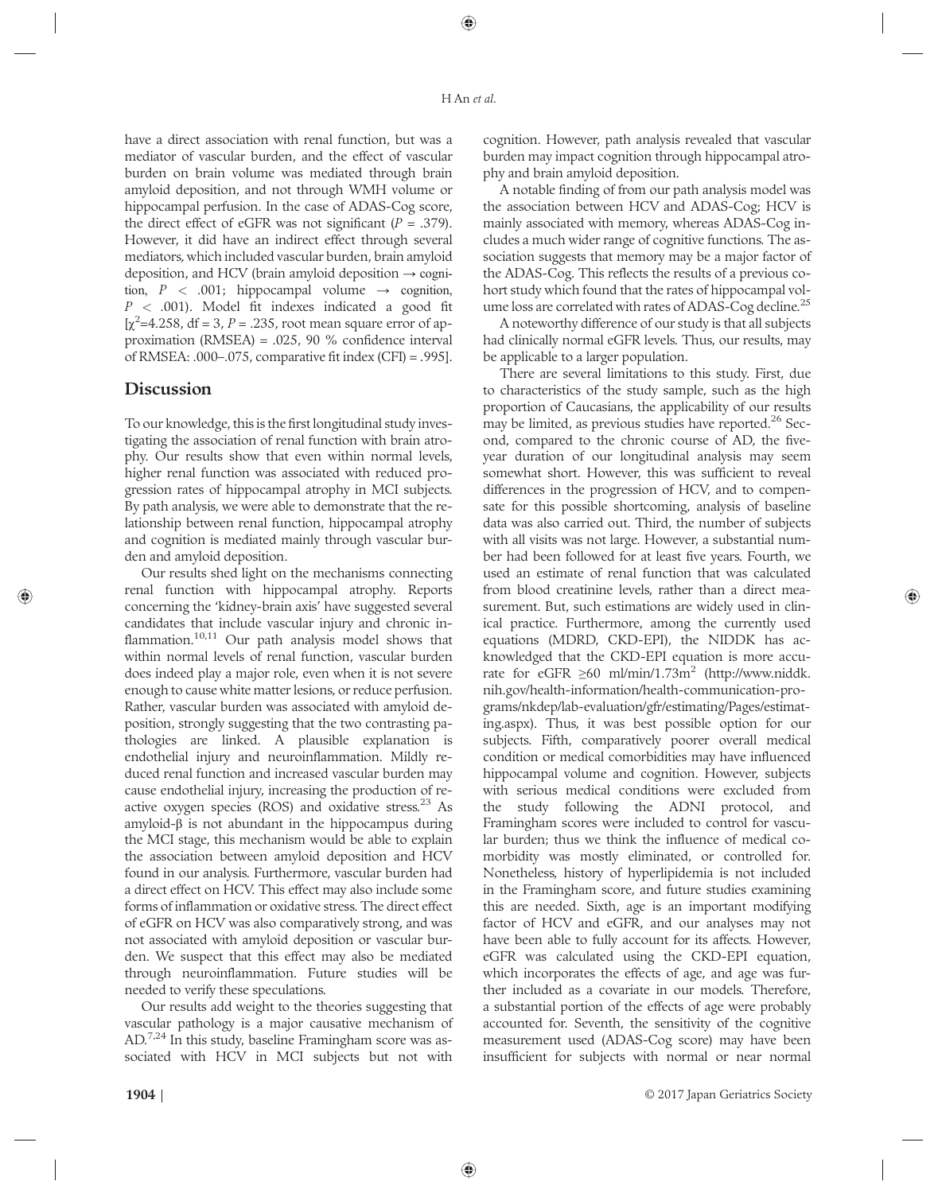have a direct association with renal function, but was a mediator of vascular burden, and the effect of vascular burden on brain volume was mediated through brain amyloid deposition, and not through WMH volume or hippocampal perfusion. In the case of ADAS-Cog score, the direct effect of eGFR was not significant ($P$ = .379). However, it did have an indirect effect through several mediators, which included vascular burden, brain amyloid deposition, and HCV (brain amyloid deposition → cognition, $P$ < .001; hippocampal volume → cognition, $P$ < .001). Model fit indexes indicated a good fit [$\chi^2$=4.258, df = 3, $P$ = .235, root mean square error of approximation (RMSEA) = .025, 90 % confidence interval of RMSEA: .000–.075, comparative fit index (CFI) = .995].

## Discussion

To our knowledge, this is the first longitudinal study investigating the association of renal function with brain atrophy. Our results show that even within normal levels, higher renal function was associated with reduced progression rates of hippocampal atrophy in MCI subjects. By path analysis, we were able to demonstrate that the relationship between renal function, hippocampal atrophy and cognition is mediated mainly through vascular burden and amyloid deposition.

Our results shed light on the mechanisms connecting renal function with hippocampal atrophy. Reports concerning the 'kidney-brain axis' have suggested several candidates that include vascular injury and chronic inflammation.[10,11] Our path analysis model shows that within normal levels of renal function, vascular burden does indeed play a major role, even when it is not severe enough to cause white matter lesions, or reduce perfusion. Rather, vascular burden was associated with amyloid deposition, strongly suggesting that the two contrasting pathologies are linked. A plausible explanation is endothelial injury and neuroinflammation. Mildly reduced renal function and increased vascular burden may cause endothelial injury, increasing the production of reactive oxygen species (ROS) and oxidative stress.[23] As amyloid-β is not abundant in the hippocampus during the MCI stage, this mechanism would be able to explain the association between amyloid deposition and HCV found in our analysis. Furthermore, vascular burden had a direct effect on HCV. This effect may also include some forms of inflammation or oxidative stress. The direct effect of eGFR on HCV was also comparatively strong, and was not associated with amyloid deposition or vascular burden. We suspect that this effect may also be mediated through neuroinflammation. Future studies will be needed to verify these speculations.

Our results add weight to the theories suggesting that vascular pathology is a major causative mechanism of AD.[7,24] In this study, baseline Framingham score was associated with HCV in MCI subjects but not with cognition. However, path analysis revealed that vascular burden may impact cognition through hippocampal atrophy and brain amyloid deposition.

A notable finding of from our path analysis model was the association between HCV and ADAS-Cog; HCV is mainly associated with memory, whereas ADAS-Cog includes a much wider range of cognitive functions. The association suggests that memory may be a major factor of the ADAS-Cog. This reflects the results of a previous cohort study which found that the rates of hippocampal volume loss are correlated with rates of ADAS-Cog decline.[25]

A noteworthy difference of our study is that all subjects had clinically normal eGFR levels. Thus, our results, may be applicable to a larger population.

There are several limitations to this study. First, due to characteristics of the study sample, such as the high proportion of Caucasians, the applicability of our results may be limited, as previous studies have reported.[26] Second, compared to the chronic course of AD, the five-year duration of our longitudinal analysis may seem somewhat short. However, this was sufficient to reveal differences in the progression of HCV, and to compensate for this possible shortcoming, analysis of baseline data was also carried out. Third, the number of subjects with all visits was not large. However, a substantial number had been followed for at least five years. Fourth, we used an estimate of renal function that was calculated from blood creatinine levels, rather than a direct measurement. But, such estimations are widely used in clinical practice. Furthermore, among the currently used equations (MDRD, CKD-EPI), the NIDDK has acknowledged that the CKD-EPI equation is more accurate for eGFR ≥60 ml/min/1.73m$^2$ (http://www.niddk.nih.gov/health-information/health-communication-programs/nkdep/lab-evaluation/gfr/estimating/Pages/estimating.aspx). Thus, it was best possible option for our subjects. Fifth, comparatively poorer overall medical condition or medical comorbidities may have influenced hippocampal volume and cognition. However, subjects with serious medical conditions were excluded from the study following the ADNI protocol, and Framingham scores were included to control for vascular burden; thus we think the influence of medical comorbidity was mostly eliminated, or controlled for. Nonetheless, history of hyperlipidemia is not included in the Framingham score, and future studies examining this are needed. Sixth, age is an important modifying factor of HCV and eGFR, and our analyses may not have been able to fully account for its affects. However, eGFR was calculated using the CKD-EPI equation, which incorporates the effects of age, and age was further included as a covariate in our models. Therefore, a substantial portion of the effects of age were probably accounted for. Seventh, the sensitivity of the cognitive measurement used (ADAS-Cog score) may have been insufficient for subjects with normal or near normal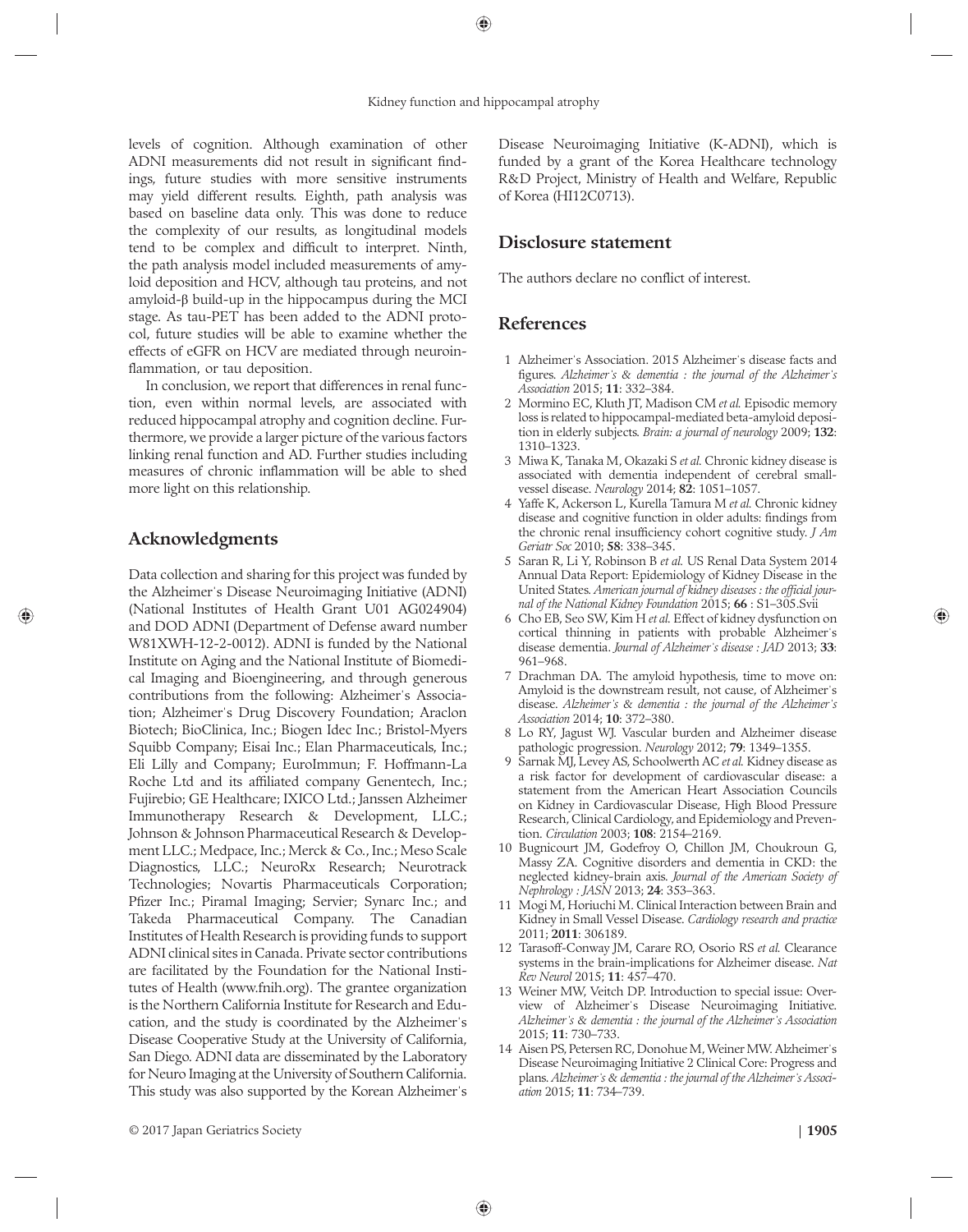levels of cognition. Although examination of other ADNI measurements did not result in significant findings, future studies with more sensitive instruments may yield different results. Eighth, path analysis was based on baseline data only. This was done to reduce the complexity of our results, as longitudinal models tend to be complex and difficult to interpret. Ninth, the path analysis model included measurements of amyloid deposition and HCV, although tau proteins, and not amyloid-β build-up in the hippocampus during the MCI stage. As tau-PET has been added to the ADNI protocol, future studies will be able to examine whether the effects of eGFR on HCV are mediated through neuroinflammation, or tau deposition.

In conclusion, we report that differences in renal function, even within normal levels, are associated with reduced hippocampal atrophy and cognition decline. Furthermore, we provide a larger picture of the various factors linking renal function and AD. Further studies including measures of chronic inflammation will be able to shed more light on this relationship.

## Acknowledgments

Data collection and sharing for this project was funded by the Alzheimer's Disease Neuroimaging Initiative (ADNI) (National Institutes of Health Grant U01 AG024904) and DOD ADNI (Department of Defense award number W81XWH-12-2-0012). ADNI is funded by the National Institute on Aging and the National Institute of Biomedical Imaging and Bioengineering, and through generous contributions from the following: Alzheimer's Association; Alzheimer's Drug Discovery Foundation; Araclon Biotech; BioClinica, Inc.; Biogen Idec Inc.; Bristol-Myers Squibb Company; Eisai Inc.; Elan Pharmaceuticals, Inc.; Eli Lilly and Company; EuroImmun; F. Hoffmann-La Roche Ltd and its affiliated company Genentech, Inc.; Fujirebio; GE Healthcare; IXICO Ltd.; Janssen Alzheimer Immunotherapy Research & Development, LLC.; Johnson & Johnson Pharmaceutical Research & Development LLC.; Medpace, Inc.; Merck & Co., Inc.; Meso Scale Diagnostics, LLC.; NeuroRx Research; Neurotrack Technologies; Novartis Pharmaceuticals Corporation; Pfizer Inc.; Piramal Imaging; Servier; Synarc Inc.; and Takeda Pharmaceutical Company. The Canadian Institutes of Health Research is providing funds to support ADNI clinical sites in Canada. Private sector contributions are facilitated by the Foundation for the National Institutes of Health (www.fnih.org). The grantee organization is the Northern California Institute for Research and Education, and the study is coordinated by the Alzheimer's Disease Cooperative Study at the University of California, San Diego. ADNI data are disseminated by the Laboratory for Neuro Imaging at the University of Southern California. This study was also supported by the Korean Alzheimer's Disease Neuroimaging Initiative (K-ADNI), which is funded by a grant of the Korea Healthcare technology R&D Project, Ministry of Health and Welfare, Republic of Korea (HI12C0713).

## Disclosure statement

The authors declare no conflict of interest.

## References

1 Alzheimer's Association. 2015 Alzheimer's disease facts and figures. *Alzheimer's & dementia : the journal of the Alzheimer's Association* 2015; **11**: 332–384.
2 Mormino EC, Kluth JT, Madison CM *et al.* Episodic memory loss is related to hippocampal-mediated beta-amyloid deposition in elderly subjects. *Brain: a journal of neurology* 2009; **132**: 1310–1323.
3 Miwa K, Tanaka M, Okazaki S *et al.* Chronic kidney disease is associated with dementia independent of cerebral small-vessel disease. *Neurology* 2014; **82**: 1051–1057.
4 Yaffe K, Ackerson L, Kurella Tamura M *et al.* Chronic kidney disease and cognitive function in older adults: findings from the chronic renal insufficiency cohort cognitive study. *J Am Geriatr Soc* 2010; **58**: 338–345.
5 Saran R, Li Y, Robinson B *et al.* US Renal Data System 2014 Annual Data Report: Epidemiology of Kidney Disease in the United States. *American journal of kidney diseases : the official journal of the National Kidney Foundation* 2015; **66** : S1–305.Svii
6 Cho EB, Seo SW, Kim H *et al.* Effect of kidney dysfunction on cortical thinning in patients with probable Alzheimer's disease dementia. *Journal of Alzheimer's disease : JAD* 2013; **33**: 961–968.
7 Drachman DA. The amyloid hypothesis, time to move on: Amyloid is the downstream result, not cause, of Alzheimer's disease. *Alzheimer's & dementia : the journal of the Alzheimer's Association* 2014; **10**: 372–380.
8 Lo RY, Jagust WJ. Vascular burden and Alzheimer disease pathologic progression. *Neurology* 2012; **79**: 1349–1355.
9 Sarnak MJ, Levey AS, Schoolwerth AC *et al.* Kidney disease as a risk factor for development of cardiovascular disease: a statement from the American Heart Association Councils on Kidney in Cardiovascular Disease, High Blood Pressure Research, Clinical Cardiology, and Epidemiology and Prevention. *Circulation* 2003; **108**: 2154–2169.
10 Bugnicourt JM, Godefroy O, Chillon JM, Choukroun G, Massy ZA. Cognitive disorders and dementia in CKD: the neglected kidney-brain axis. *Journal of the American Society of Nephrology : JASN* 2013; **24**: 353–363.
11 Mogi M, Horiuchi M. Clinical Interaction between Brain and Kidney in Small Vessel Disease. *Cardiology research and practice* 2011; **2011**: 306189.
12 Tarasoff-Conway JM, Carare RO, Osorio RS *et al.* Clearance systems in the brain-implications for Alzheimer disease. *Nat Rev Neurol* 2015; **11**: 457–470.
13 Weiner MW, Veitch DP. Introduction to special issue: Overview of Alzheimer's Disease Neuroimaging Initiative. *Alzheimer's & dementia : the journal of the Alzheimer's Association* 2015; **11**: 730–733.
14 Aisen PS, Petersen RC, Donohue M, Weiner MW. Alzheimer's Disease Neuroimaging Initiative 2 Clinical Core: Progress and plans. *Alzheimer's & dementia : the journal of the Alzheimer's Association* 2015; **11**: 734–739.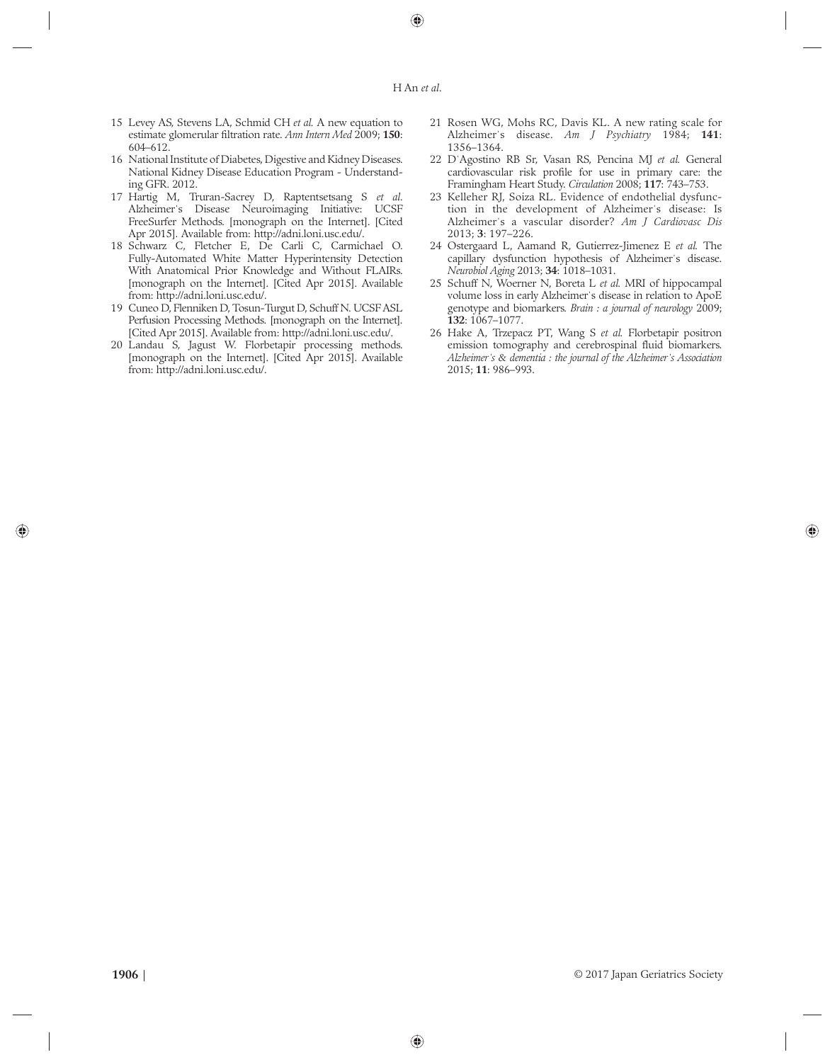15 Levey AS, Stevens LA, Schmid CH *et al.* A new equation to estimate glomerular filtration rate. *Ann Intern Med* 2009; **150**: 604–612.

16 National Institute of Diabetes, Digestive and Kidney Diseases. National Kidney Disease Education Program - Understanding GFR. 2012.

17 Hartig M, Truran-Sacrey D, Raptentsetsang S *et al.* Alzheimer's Disease Neuroimaging Initiative: UCSF FreeSurfer Methods. [monograph on the Internet]. [Cited Apr 2015]. Available from: http://adni.loni.usc.edu/.

18 Schwarz C, Fletcher E, De Carli C, Carmichael O. Fully-Automated White Matter Hyperintensity Detection With Anatomical Prior Knowledge and Without FLAIRs. [monograph on the Internet]. [Cited Apr 2015]. Available from: http://adni.loni.usc.edu/.

19 Cuneo D, Flenniken D, Tosun-Turgut D, Schuff N. UCSF ASL Perfusion Processing Methods. [monograph on the Internet]. [Cited Apr 2015]. Available from: http://adni.loni.usc.edu/.

20 Landau S, Jagust W. Florbetapir processing methods. [monograph on the Internet]. [Cited Apr 2015]. Available from: http://adni.loni.usc.edu/.

21 Rosen WG, Mohs RC, Davis KL. A new rating scale for Alzheimer's disease. *Am J Psychiatry* 1984; **141**: 1356–1364.

22 D'Agostino RB Sr, Vasan RS, Pencina MJ *et al.* General cardiovascular risk profile for use in primary care: the Framingham Heart Study. *Circulation* 2008; **117**: 743–753.

23 Kelleher RJ, Soiza RL. Evidence of endothelial dysfunction in the development of Alzheimer's disease: Is Alzheimer's a vascular disorder? *Am J Cardiovasc Dis* 2013; **3**: 197–226.

24 Ostergaard L, Aamand R, Gutierrez-Jimenez E *et al.* The capillary dysfunction hypothesis of Alzheimer's disease. *Neurobiol Aging* 2013; **34**: 1018–1031.

25 Schuff N, Woerner N, Boreta L *et al.* MRI of hippocampal volume loss in early Alzheimer's disease in relation to ApoE genotype and biomarkers. *Brain : a journal of neurology* 2009; **132**: 1067–1077.

26 Hake A, Trzepacz PT, Wang S *et al.* Florbetapir positron emission tomography and cerebrospinal fluid biomarkers. *Alzheimer's & dementia : the journal of the Alzheimer's Association* 2015; **11**: 986–993.